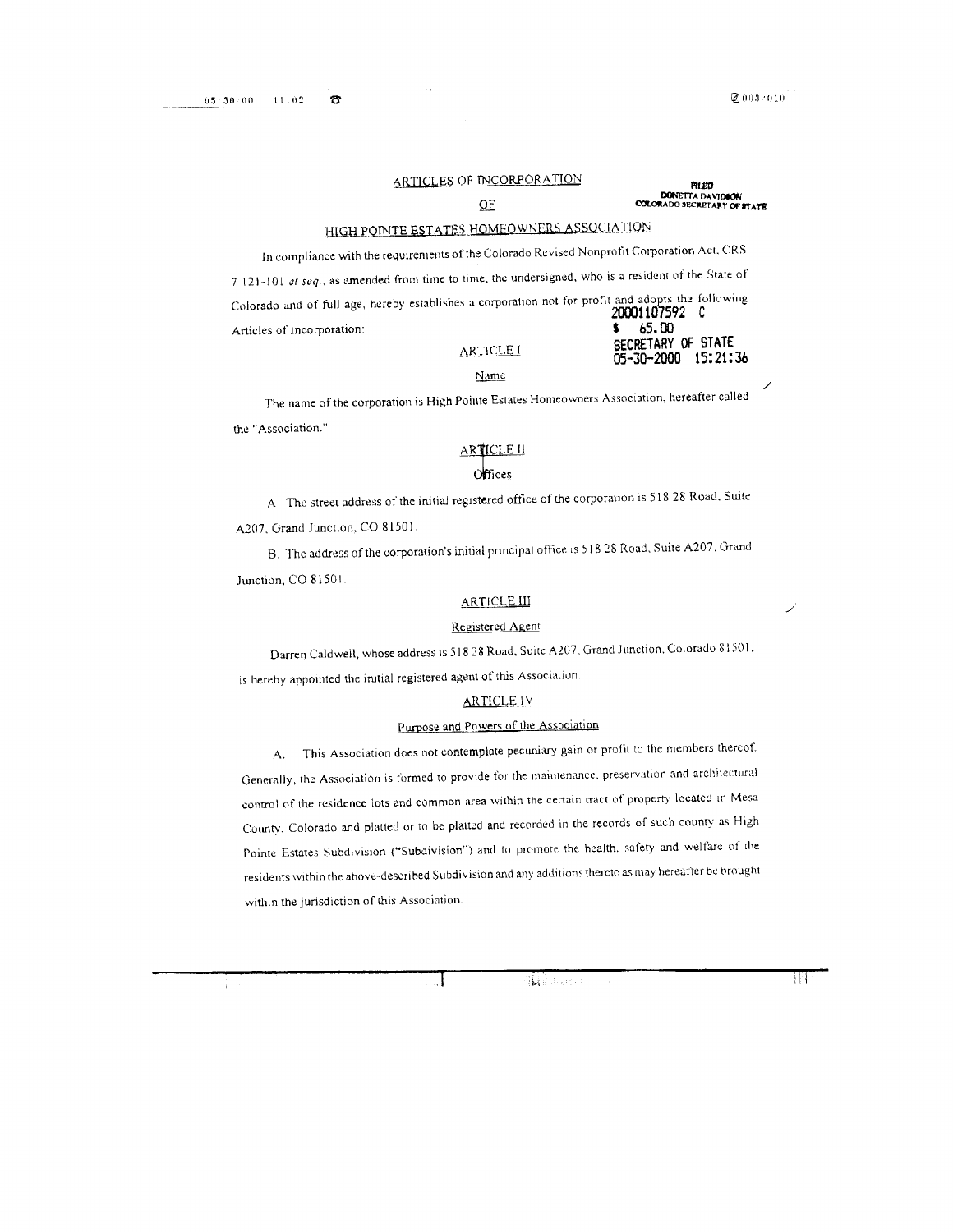# ARTICLES OF INCORPORATION

# OF

# HIGH POINTE ESTATES HOMEOWNERS ASSOCIATION

FILED
DONETTA DAVIDSON
COLORADO SECRETARY OF STATE

20001107592 C
$ 65.00
SECRETARY OF STATE
05-30-2000 15:21:36

In compliance with the requirements of the Colorado Revised Nonprofit Corporation Act, CRS 7-121-101 *et seq.*, as amended from time to time, the undersigned, who is a resident of the State of Colorado and of full age, hereby establishes a corporation not for profit and adopts the following Articles of Incorporation:

## ARTICLE I

### Name

The name of the corporation is High Pointe Estates Homeowners Association, hereafter called the "Association."

## ARTICLE II

### Offices

A. The street address of the initial registered office of the corporation is 518 28 Road, Suite A207, Grand Junction, CO 81501.

B. The address of the corporation's initial principal office is 518 28 Road, Suite A207, Grand Junction, CO 81501.

## ARTICLE III

### Registered Agent

Darren Caldwell, whose address is 518 28 Road, Suite A207, Grand Junction, Colorado 81501, is hereby appointed the initial registered agent of this Association.

## ARTICLE IV

### Purpose and Powers of the Association

A. This Association does not contemplate pecuniary gain or profit to the members thereof. Generally, the Association is formed to provide for the maintenance, preservation and architectural control of the residence lots and common area within the certain tract of property located in Mesa County, Colorado and platted or to be platted and recorded in the records of such county as High Pointe Estates Subdivision ("Subdivision") and to promote the health, safety and welfare of the residents within the above-described Subdivision and any additions thereto as may hereafter be brought within the jurisdiction of this Association.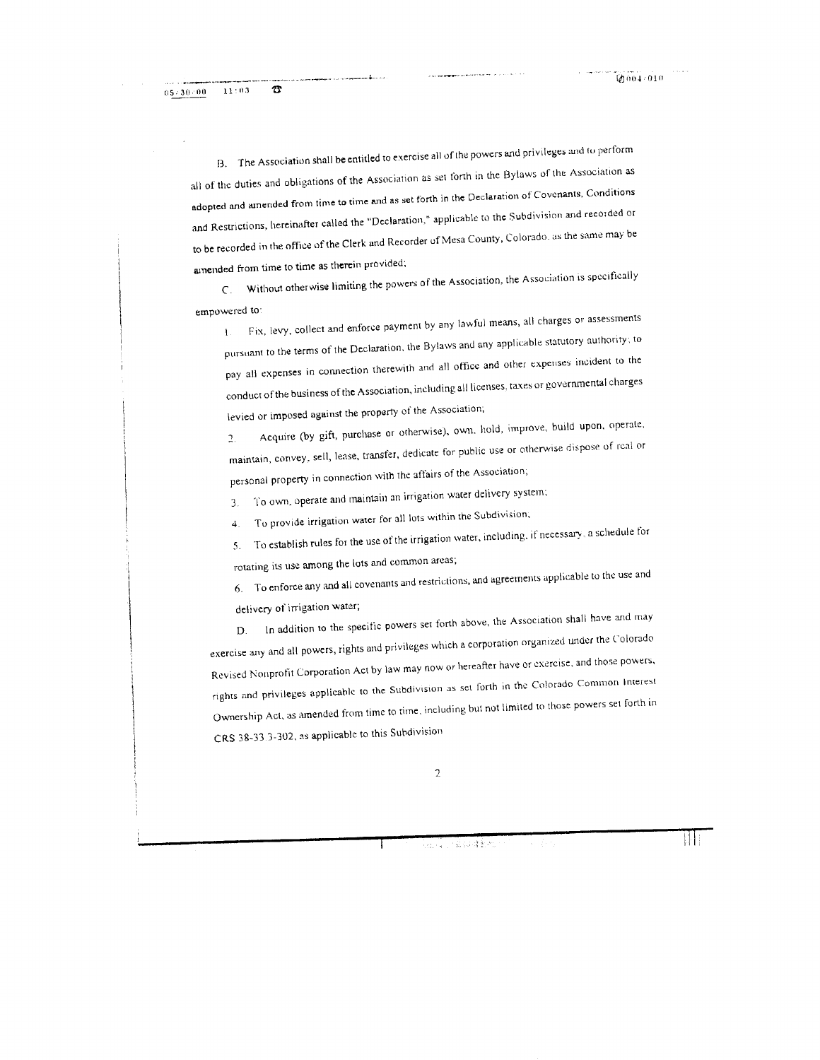B. The Association shall be entitled to exercise all of the powers and privileges and to perform all of the duties and obligations of the Association as set forth in the Bylaws of the Association as adopted and amended from time to time and as set forth in the Declaration of Covenants, Conditions and Restrictions, hereinafter called the "Declaration," applicable to the Subdivision and recorded or to be recorded in the office of the Clerk and Recorder of Mesa County, Colorado, as the same may be amended from time to time as therein provided;

C. Without otherwise limiting the powers of the Association, the Association is specifically empowered to:

1. Fix, levy, collect and enforce payment by any lawful means, all charges or assessments pursuant to the terms of the Declaration, the Bylaws and any applicable statutory authority; to pay all expenses in connection therewith and all office and other expenses incident to the conduct of the business of the Association, including all licenses, taxes or governmental charges levied or imposed against the property of the Association;

2. Acquire (by gift, purchase or otherwise), own, hold, improve, build upon, operate, maintain, convey, sell, lease, transfer, dedicate for public use or otherwise dispose of real or personal property in connection with the affairs of the Association;

3. To own, operate and maintain an irrigation water delivery system;

4. To provide irrigation water for all lots within the Subdivision;

5. To establish rules for the use of the irrigation water, including, if necessary, a schedule for rotating its use among the lots and common areas;

6. To enforce any and all covenants and restrictions, and agreements applicable to the use and delivery of irrigation water;

D. In addition to the specific powers set forth above, the Association shall have and may exercise any and all powers, rights and privileges which a corporation organized under the Colorado Revised Nonprofit Corporation Act by law may now or hereafter have or exercise, and those powers, rights and privileges applicable to the Subdivision as set forth in the Colorado Common Interest Ownership Act, as amended from time to time, including but not limited to those powers set forth in CRS 38-33.3-302, as applicable to this Subdivision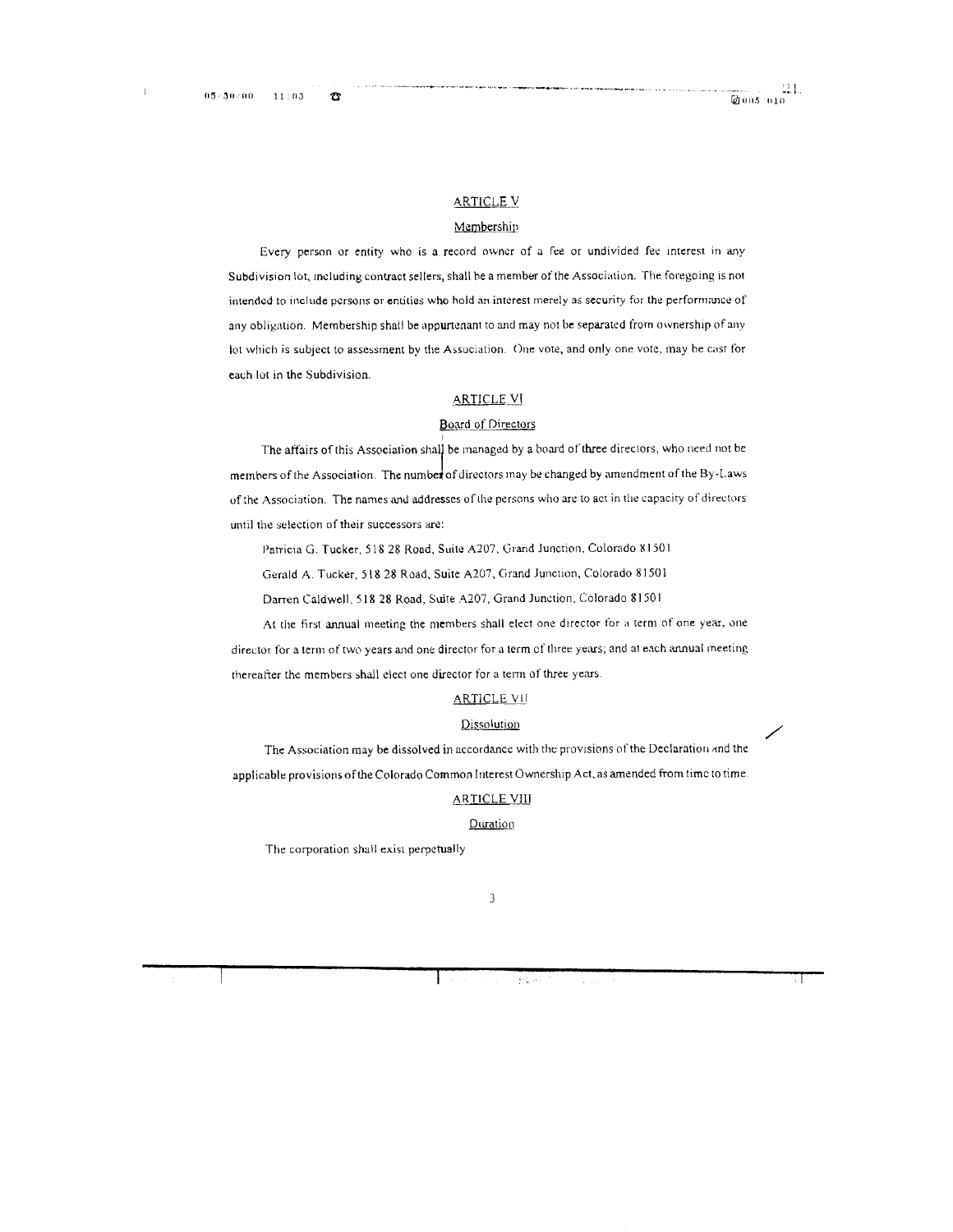## ARTICLE V

### Membership

Every person or entity who is a record owner of a fee or undivided fee interest in any Subdivision lot, including contract sellers, shall be a member of the Association. The foregoing is not intended to include persons or entities who hold an interest merely as security for the performance of any obligation. Membership shall be appurtenant to and may not be separated from ownership of any lot which is subject to assessment by the Association. One vote, and only one vote, may be cast for each lot in the Subdivision.

## ARTICLE VI

### Board of Directors

The affairs of this Association shall be managed by a board of three directors, who need not be members of the Association. The number of directors may be changed by amendment of the By-Laws of the Association. The names and addresses of the persons who are to act in the capacity of directors until the selection of their successors are:

Patricia G. Tucker, 518 28 Road, Suite A207, Grand Junction, Colorado 81501

Gerald A. Tucker, 518 28 Road, Suite A207, Grand Junction, Colorado 81501

Darren Caldwell, 518 28 Road, Suite A207, Grand Junction, Colorado 81501

At the first annual meeting the members shall elect one director for a term of one year, one director for a term of two years and one director for a term of three years; and at each annual meeting thereafter the members shall elect one director for a term of three years.

## ARTICLE VII

### Dissolution

The Association may be dissolved in accordance with the provisions of the Declaration and the applicable provisions of the Colorado Common Interest Ownership Act, as amended from time to time.

## ARTICLE VIII

### Duration

The corporation shall exist perpetually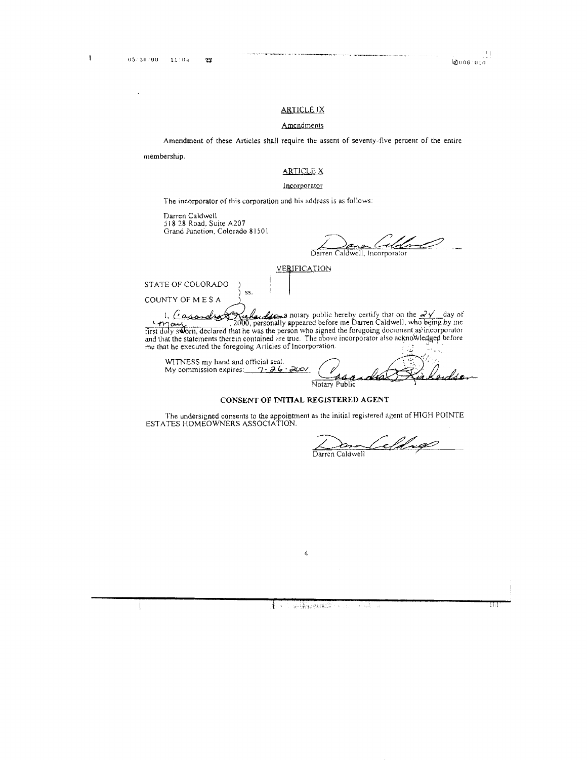## ARTICLE IX

### Amendments

Amendment of these Articles shall require the assent of seventy-five percent of the entire membership.

## ARTICLE X

### Incorporator

The incorporator of this corporation and his address is as follows:

Darren Caldwell
518 28 Road, Suite A207
Grand Junction, Colorado 81501

Darren Caldwell, Incorporator

### VERIFICATION

STATE OF COLORADO )
) ss.
COUNTY OF M E S A )

I, Casandra Richardson a notary public hereby certify that on the 24 day of May, 2000, personally appeared before me Darren Caldwell, who being by me first duly sworn, declared that he was the person who signed the foregoing document as incorporator and that the statements therein contained are true. The above incorporator also acknowledged before me that he executed the foregoing Articles of Incorporation.

WITNESS my hand and official seal.
My commission expires: 7-26-2001

Notary Public

### CONSENT OF INITIAL REGISTERED AGENT

The undersigned consents to the appointment as the initial registered agent of HIGH POINTE ESTATES HOMEOWNERS ASSOCIATION.

Darren Caldwell